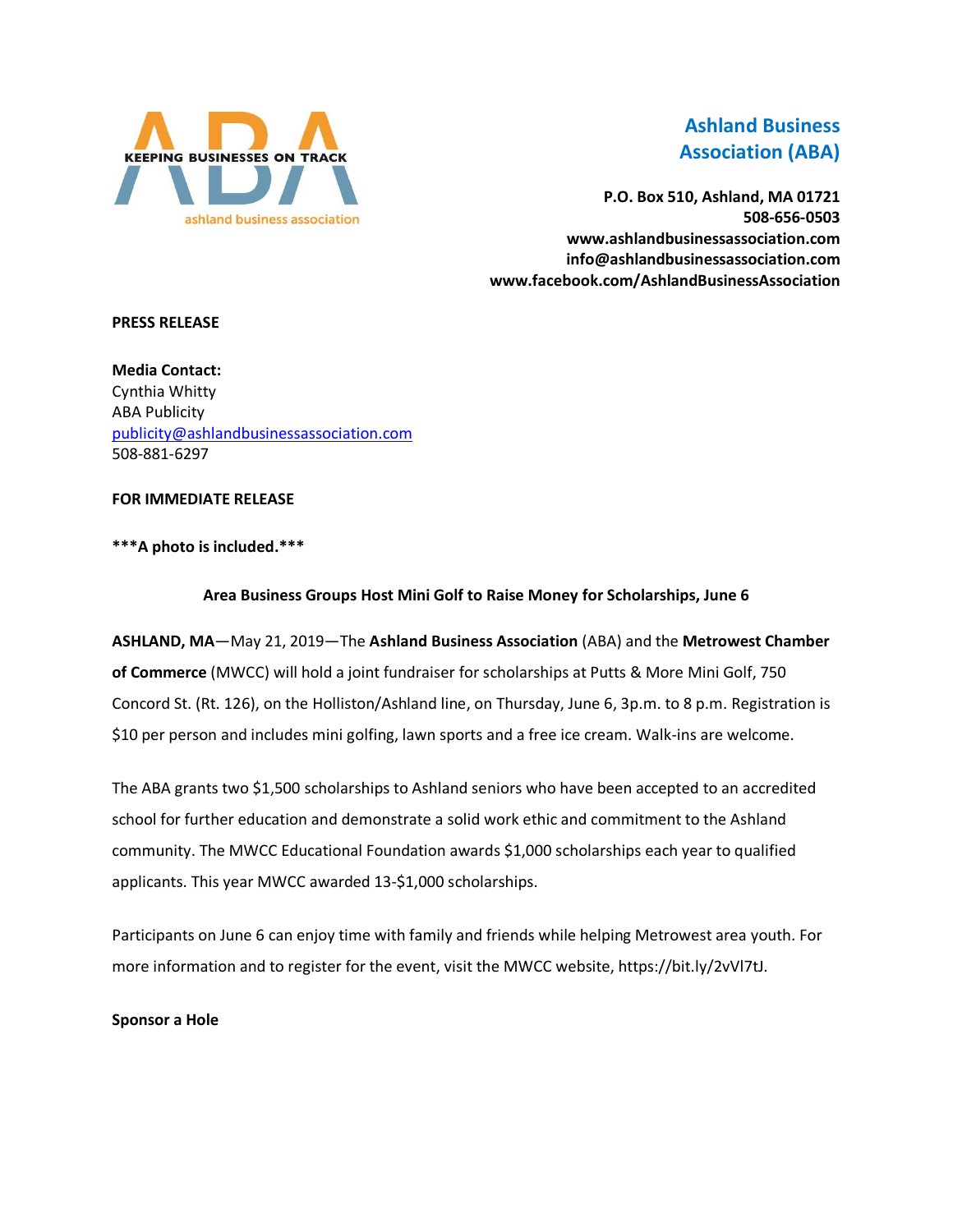KEEPING BUSINESSES ON TRACK
ashland business association

**Ashland Business Association (ABA)**

**P.O. Box 510, Ashland, MA 01721**
**508-656-0503**
**www.ashlandbusinessassociation.com**
**info@ashlandbusinessassociation.com**
**www.facebook.com/AshlandBusinessAssociation**

**PRESS RELEASE**

**Media Contact:**
Cynthia Whitty
ABA Publicity
publicity@ashlandbusinessassociation.com
508-881-6297

**FOR IMMEDIATE RELEASE**

**\*\*\*A photo is included.\*\*\***

**Area Business Groups Host Mini Golf to Raise Money for Scholarships, June 6**

**ASHLAND, MA**—May 21, 2019—The **Ashland Business Association** (ABA) and the **Metrowest Chamber of Commerce** (MWCC) will hold a joint fundraiser for scholarships at Putts & More Mini Golf, 750 Concord St. (Rt. 126), on the Holliston/Ashland line, on Thursday, June 6, 3p.m. to 8 p.m. Registration is $10 per person and includes mini golfing, lawn sports and a free ice cream. Walk-ins are welcome.

The ABA grants two $1,500 scholarships to Ashland seniors who have been accepted to an accredited school for further education and demonstrate a solid work ethic and commitment to the Ashland community. The MWCC Educational Foundation awards $1,000 scholarships each year to qualified applicants. This year MWCC awarded 13-$1,000 scholarships.

Participants on June 6 can enjoy time with family and friends while helping Metrowest area youth. For more information and to register for the event, visit the MWCC website, https://bit.ly/2vVl7tJ.

**Sponsor a Hole**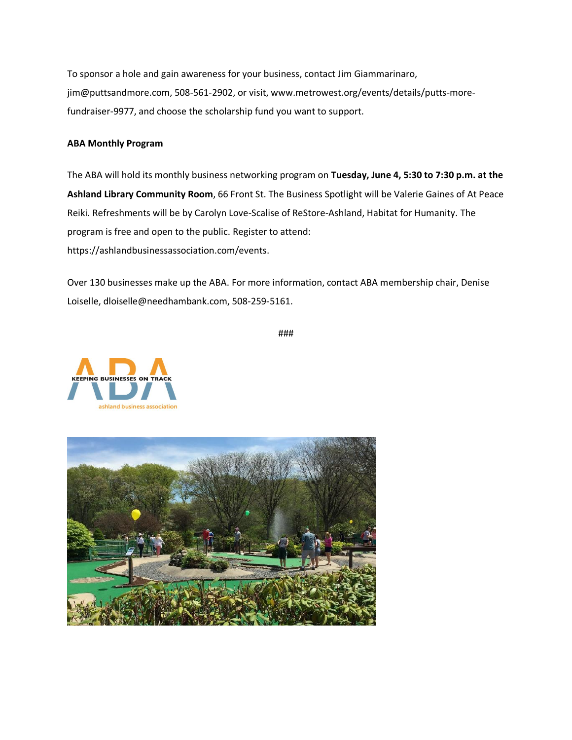To sponsor a hole and gain awareness for your business, contact Jim Giammarinaro, jim@puttsandmore.com, 508-561-2902, or visit, www.metrowest.org/events/details/putts-more-fundraiser-9977, and choose the scholarship fund you want to support.

**ABA Monthly Program**

The ABA will hold its monthly business networking program on **Tuesday, June 4, 5:30 to 7:30 p.m. at the Ashland Library Community Room**, 66 Front St. The Business Spotlight will be Valerie Gaines of At Peace Reiki. Refreshments will be by Carolyn Love-Scalise of ReStore-Ashland, Habitat for Humanity. The program is free and open to the public. Register to attend: https://ashlandbusinessassociation.com/events.

Over 130 businesses make up the ABA. For more information, contact ABA membership chair, Denise Loiselle, dloiselle@needhambank.com, 508-259-5161.

###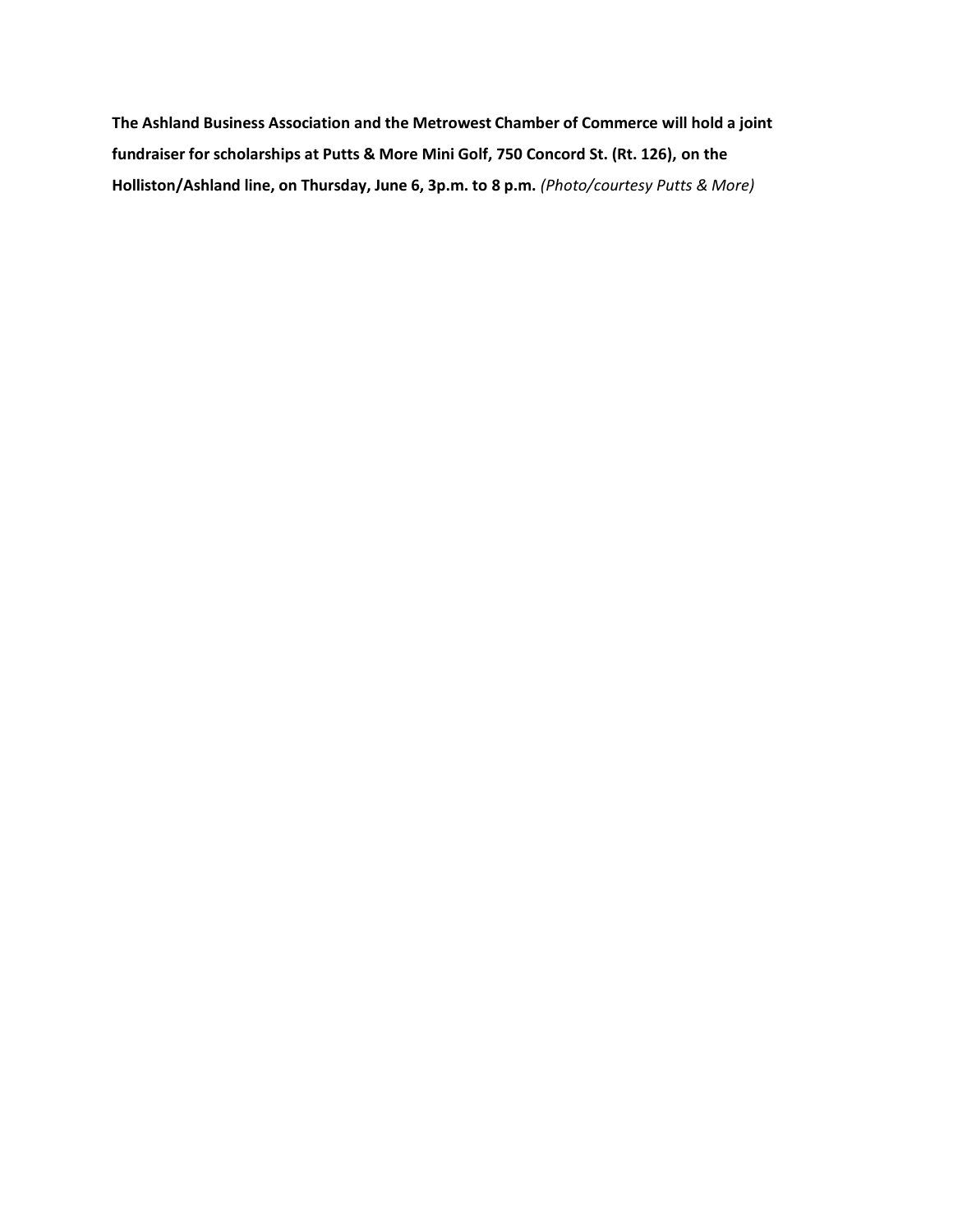**The Ashland Business Association and the Metrowest Chamber of Commerce will hold a joint fundraiser for scholarships at Putts & More Mini Golf, 750 Concord St. (Rt. 126), on the Holliston/Ashland line, on Thursday, June 6, 3p.m. to 8 p.m.** *(Photo/courtesy Putts & More)*